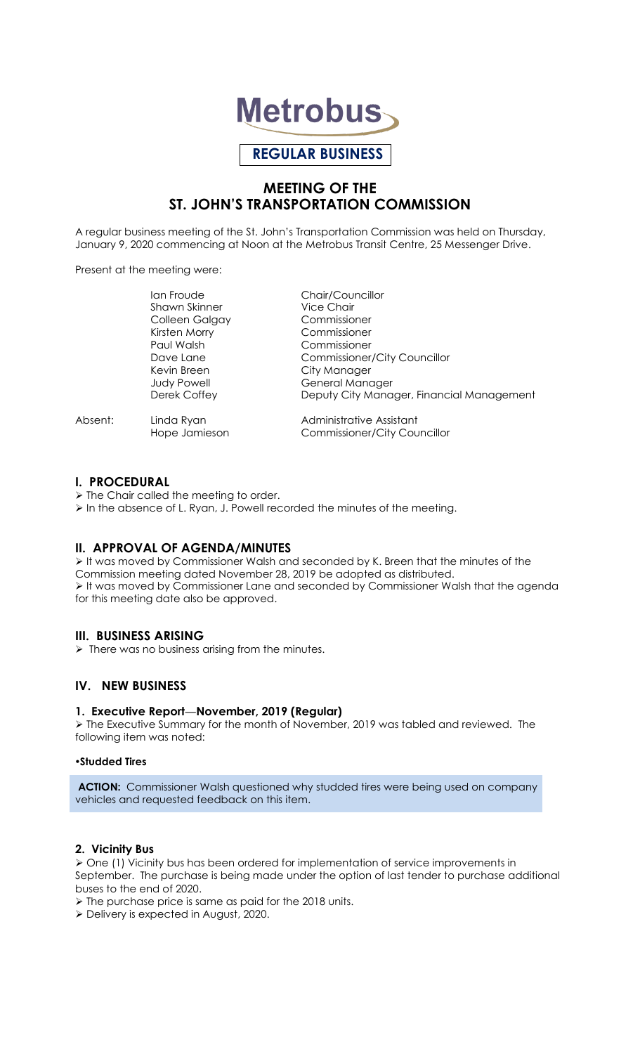# Metrobus

**REGULAR BUSINESS**

## MEETING OF THE ST. JOHN'S TRANSPORTATION COMMISSION

A regular business meeting of the St. John's Transportation Commission was held on Thursday, January 9, 2020 commencing at Noon at the Metrobus Transit Centre, 25 Messenger Drive.

Present at the meeting were:

| | | |
|---|---|---|
| | Ian Froude | Chair/Councillor |
| | Shawn Skinner | Vice Chair |
| | Colleen Galgay | Commissioner |
| | Kirsten Morry | Commissioner |
| | Paul Walsh | Commissioner |
| | Dave Lane | Commissioner/City Councillor |
| | Kevin Breen | City Manager |
| | Judy Powell | General Manager |
| | Derek Coffey | Deputy City Manager, Financial Management |
| Absent: | Linda Ryan | Administrative Assistant |
| | Hope Jamieson | Commissioner/City Councillor |

## I. PROCEDURAL

- The Chair called the meeting to order.
- In the absence of L. Ryan, J. Powell recorded the minutes of the meeting.

## II. APPROVAL OF AGENDA/MINUTES

- It was moved by Commissioner Walsh and seconded by K. Breen that the minutes of the Commission meeting dated November 28, 2019 be adopted as distributed.
- It was moved by Commissioner Lane and seconded by Commissioner Walsh that the agenda for this meeting date also be approved.

## III. BUSINESS ARISING

- There was no business arising from the minutes.

## IV. NEW BUSINESS

### 1. Executive Report—November, 2019 (Regular)

- The Executive Summary for the month of November, 2019 was tabled and reviewed. The following item was noted:

**•Studded Tires**

**ACTION:** Commissioner Walsh questioned why studded tires were being used on company vehicles and requested feedback on this item.

### 2. Vicinity Bus

- One (1) Vicinity bus has been ordered for implementation of service improvements in September. The purchase is being made under the option of last tender to purchase additional buses to the end of 2020.
- The purchase price is same as paid for the 2018 units.
- Delivery is expected in August, 2020.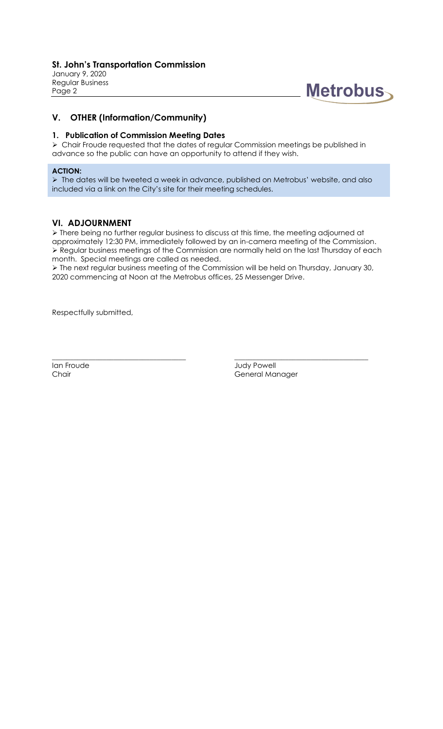## V. OTHER (Information/Community)

### 1. Publication of Commission Meeting Dates

- Chair Froude requested that the dates of regular Commission meetings be published in advance so the public can have an opportunity to attend if they wish.

**ACTION:**

- The dates will be tweeted a week in advance, published on Metrobus' website, and also included via a link on the City's site for their meeting schedules.

## VI. ADJOURNMENT

- There being no further regular business to discuss at this time, the meeting adjourned at approximately 12:30 PM, immediately followed by an in-camera meeting of the Commission.
- Regular business meetings of the Commission are normally held on the last Thursday of each month. Special meetings are called as needed.
- The next regular business meeting of the Commission will be held on Thursday, January 30, 2020 commencing at Noon at the Metrobus offices, 25 Messenger Drive.

Respectfully submitted,

\_\_\_\_\_\_\_\_\_\_\_\_\_\_\_\_\_\_\_\_\_\_\_\_\_\_\_\_\_\_\_\_\_\_\_\_
Ian Froude
Chair

\_\_\_\_\_\_\_\_\_\_\_\_\_\_\_\_\_\_\_\_\_\_\_\_\_\_\_\_\_\_\_\_\_\_\_\_
Judy Powell
General Manager